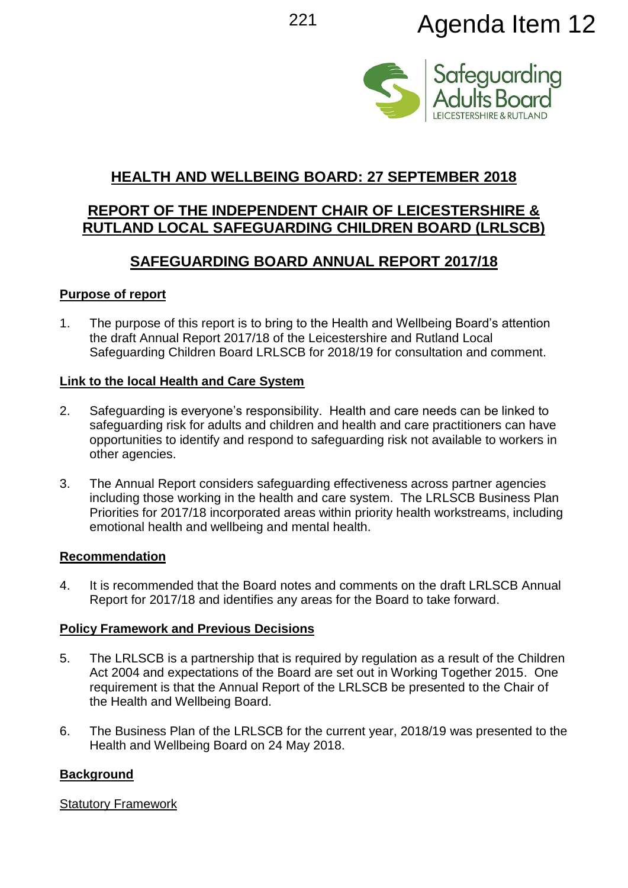Agenda Item 12

# HEALTH AND WELLBEING BOARD: 27 SEPTEMBER 2018

## REPORT OF THE INDEPENDENT CHAIR OF LEICESTERSHIRE & RUTLAND LOCAL SAFEGUARDING CHILDREN BOARD (LRLSCB)

## SAFEGUARDING BOARD ANNUAL REPORT 2017/18

**Purpose of report**

1. The purpose of this report is to bring to the Health and Wellbeing Board's attention the draft Annual Report 2017/18 of the Leicestershire and Rutland Local Safeguarding Children Board LRLSCB for 2018/19 for consultation and comment.

**Link to the local Health and Care System**

2. Safeguarding is everyone's responsibility. Health and care needs can be linked to safeguarding risk for adults and children and health and care practitioners can have opportunities to identify and respond to safeguarding risk not available to workers in other agencies.

3. The Annual Report considers safeguarding effectiveness across partner agencies including those working in the health and care system. The LRLSCB Business Plan Priorities for 2017/18 incorporated areas within priority health workstreams, including emotional health and wellbeing and mental health.

**Recommendation**

4. It is recommended that the Board notes and comments on the draft LRLSCB Annual Report for 2017/18 and identifies any areas for the Board to take forward.

**Policy Framework and Previous Decisions**

5. The LRLSCB is a partnership that is required by regulation as a result of the Children Act 2004 and expectations of the Board are set out in Working Together 2015. One requirement is that the Annual Report of the LRLSCB be presented to the Chair of the Health and Wellbeing Board.

6. The Business Plan of the LRLSCB for the current year, 2018/19 was presented to the Health and Wellbeing Board on 24 May 2018.

**Background**

Statutory Framework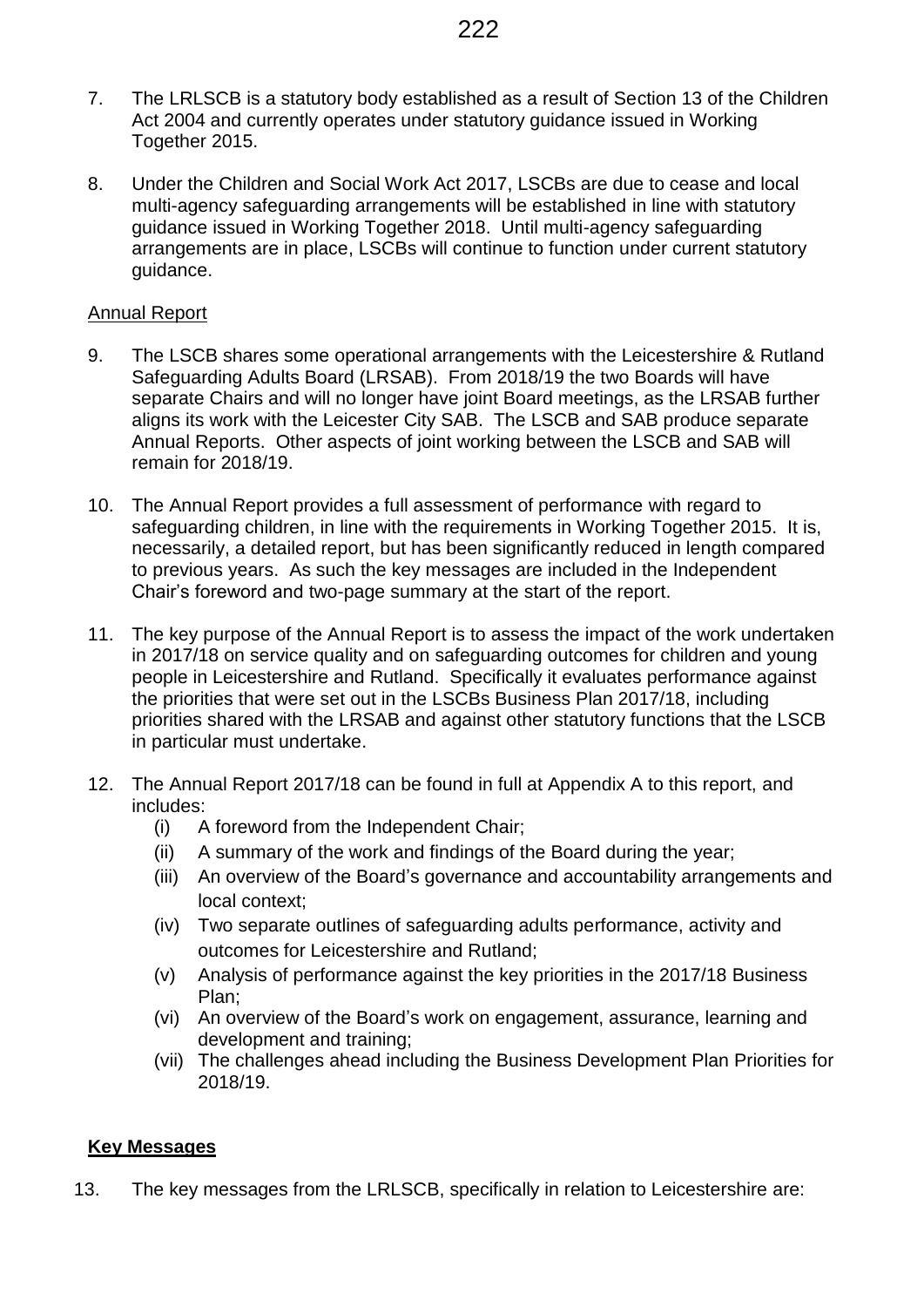7. The LRLSCB is a statutory body established as a result of Section 13 of the Children Act 2004 and currently operates under statutory guidance issued in Working Together 2015.

8. Under the Children and Social Work Act 2017, LSCBs are due to cease and local multi-agency safeguarding arrangements will be established in line with statutory guidance issued in Working Together 2018. Until multi-agency safeguarding arrangements are in place, LSCBs will continue to function under current statutory guidance.

## Annual Report

9. The LSCB shares some operational arrangements with the Leicestershire & Rutland Safeguarding Adults Board (LRSAB). From 2018/19 the two Boards will have separate Chairs and will no longer have joint Board meetings, as the LRSAB further aligns its work with the Leicester City SAB. The LSCB and SAB produce separate Annual Reports. Other aspects of joint working between the LSCB and SAB will remain for 2018/19.

10. The Annual Report provides a full assessment of performance with regard to safeguarding children, in line with the requirements in Working Together 2015. It is, necessarily, a detailed report, but has been significantly reduced in length compared to previous years. As such the key messages are included in the Independent Chair's foreword and two-page summary at the start of the report.

11. The key purpose of the Annual Report is to assess the impact of the work undertaken in 2017/18 on service quality and on safeguarding outcomes for children and young people in Leicestershire and Rutland. Specifically it evaluates performance against the priorities that were set out in the LSCBs Business Plan 2017/18, including priorities shared with the LRSAB and against other statutory functions that the LSCB in particular must undertake.

12. The Annual Report 2017/18 can be found in full at Appendix A to this report, and includes:
    (i) A foreword from the Independent Chair;
    (ii) A summary of the work and findings of the Board during the year;
    (iii) An overview of the Board's governance and accountability arrangements and local context;
    (iv) Two separate outlines of safeguarding adults performance, activity and outcomes for Leicestershire and Rutland;
    (v) Analysis of performance against the key priorities in the 2017/18 Business Plan;
    (vi) An overview of the Board's work on engagement, assurance, learning and development and training;
    (vii) The challenges ahead including the Business Development Plan Priorities for 2018/19.

## **Key Messages**

13. The key messages from the LRLSCB, specifically in relation to Leicestershire are: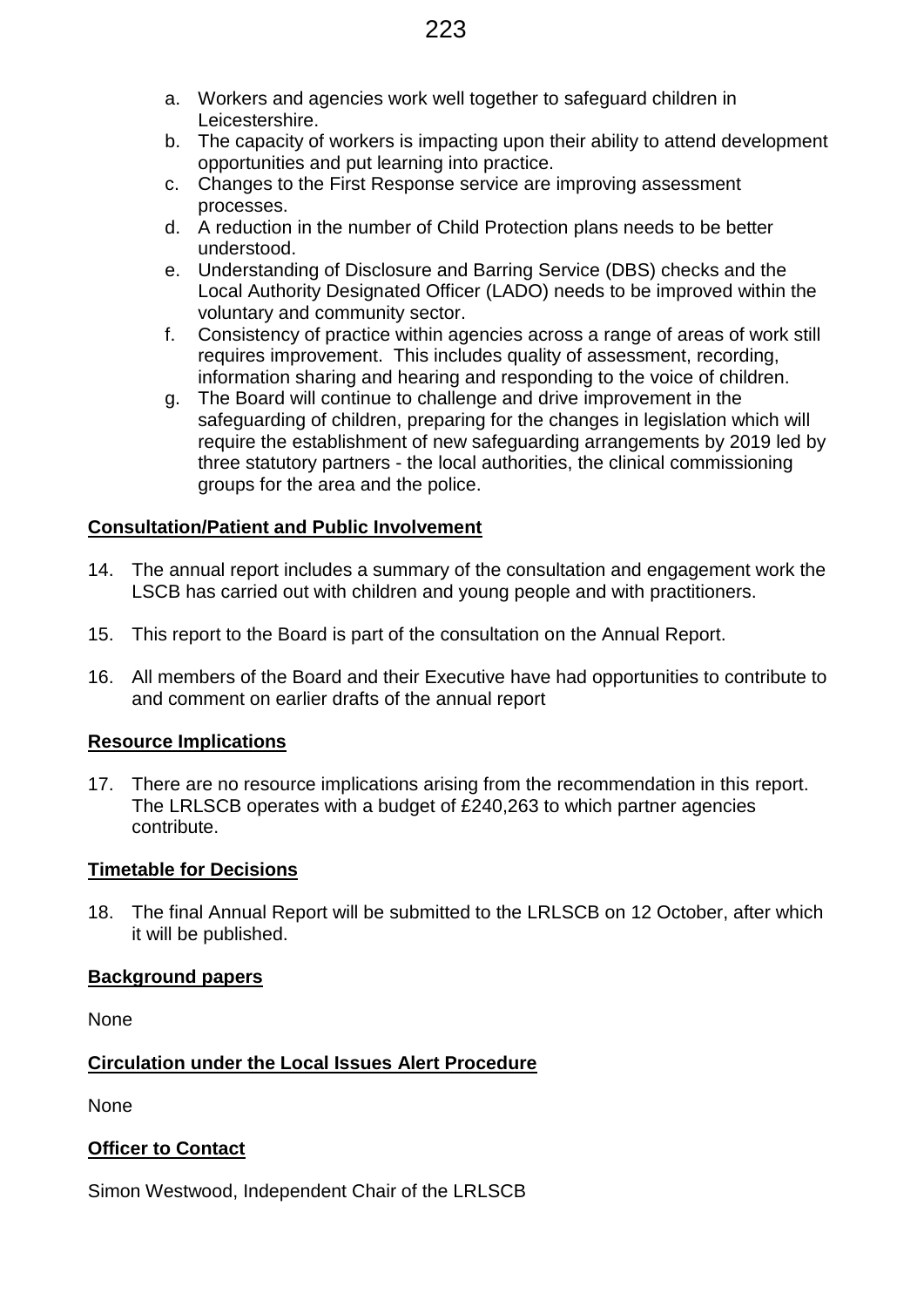a. Workers and agencies work well together to safeguard children in Leicestershire.
b. The capacity of workers is impacting upon their ability to attend development opportunities and put learning into practice.
c. Changes to the First Response service are improving assessment processes.
d. A reduction in the number of Child Protection plans needs to be better understood.
e. Understanding of Disclosure and Barring Service (DBS) checks and the Local Authority Designated Officer (LADO) needs to be improved within the voluntary and community sector.
f. Consistency of practice within agencies across a range of areas of work still requires improvement. This includes quality of assessment, recording, information sharing and hearing and responding to the voice of children.
g. The Board will continue to challenge and drive improvement in the safeguarding of children, preparing for the changes in legislation which will require the establishment of new safeguarding arrangements by 2019 led by three statutory partners - the local authorities, the clinical commissioning groups for the area and the police.

## Consultation/Patient and Public Involvement

14. The annual report includes a summary of the consultation and engagement work the LSCB has carried out with children and young people and with practitioners.

15. This report to the Board is part of the consultation on the Annual Report.

16. All members of the Board and their Executive have had opportunities to contribute to and comment on earlier drafts of the annual report

## Resource Implications

17. There are no resource implications arising from the recommendation in this report. The LRLSCB operates with a budget of £240,263 to which partner agencies contribute.

## Timetable for Decisions

18. The final Annual Report will be submitted to the LRLSCB on 12 October, after which it will be published.

## Background papers

None

## Circulation under the Local Issues Alert Procedure

None

## Officer to Contact

Simon Westwood, Independent Chair of the LRLSCB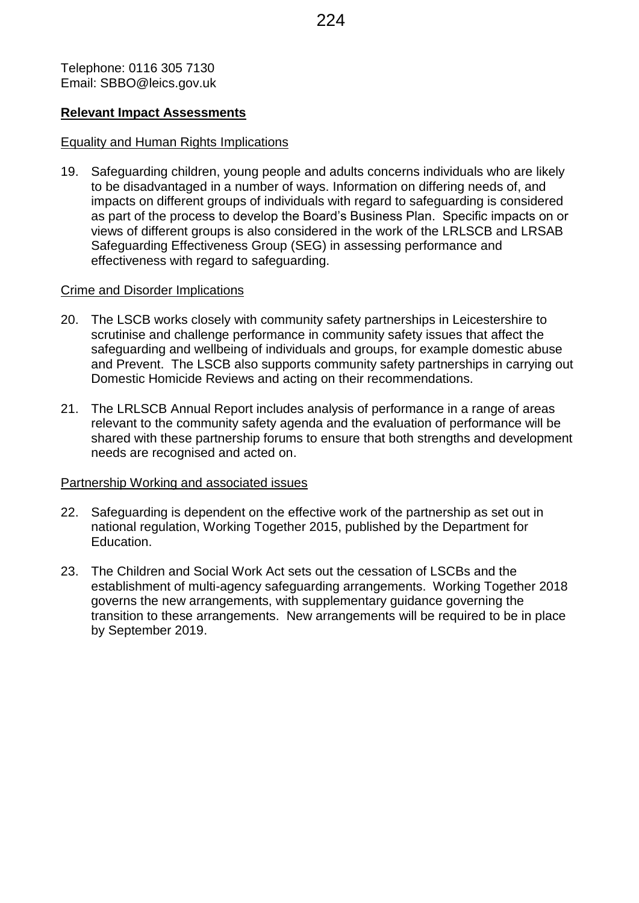Telephone: 0116 305 7130
Email: SBBO@leics.gov.uk

**Relevant Impact Assessments**

Equality and Human Rights Implications

19. Safeguarding children, young people and adults concerns individuals who are likely to be disadvantaged in a number of ways. Information on differing needs of, and impacts on different groups of individuals with regard to safeguarding is considered as part of the process to develop the Board's Business Plan. Specific impacts on or views of different groups is also considered in the work of the LRLSCB and LRSAB Safeguarding Effectiveness Group (SEG) in assessing performance and effectiveness with regard to safeguarding.

Crime and Disorder Implications

20. The LSCB works closely with community safety partnerships in Leicestershire to scrutinise and challenge performance in community safety issues that affect the safeguarding and wellbeing of individuals and groups, for example domestic abuse and Prevent. The LSCB also supports community safety partnerships in carrying out Domestic Homicide Reviews and acting on their recommendations.

21. The LRLSCB Annual Report includes analysis of performance in a range of areas relevant to the community safety agenda and the evaluation of performance will be shared with these partnership forums to ensure that both strengths and development needs are recognised and acted on.

Partnership Working and associated issues

22. Safeguarding is dependent on the effective work of the partnership as set out in national regulation, Working Together 2015, published by the Department for Education.

23. The Children and Social Work Act sets out the cessation of LSCBs and the establishment of multi-agency safeguarding arrangements. Working Together 2018 governs the new arrangements, with supplementary guidance governing the transition to these arrangements. New arrangements will be required to be in place by September 2019.